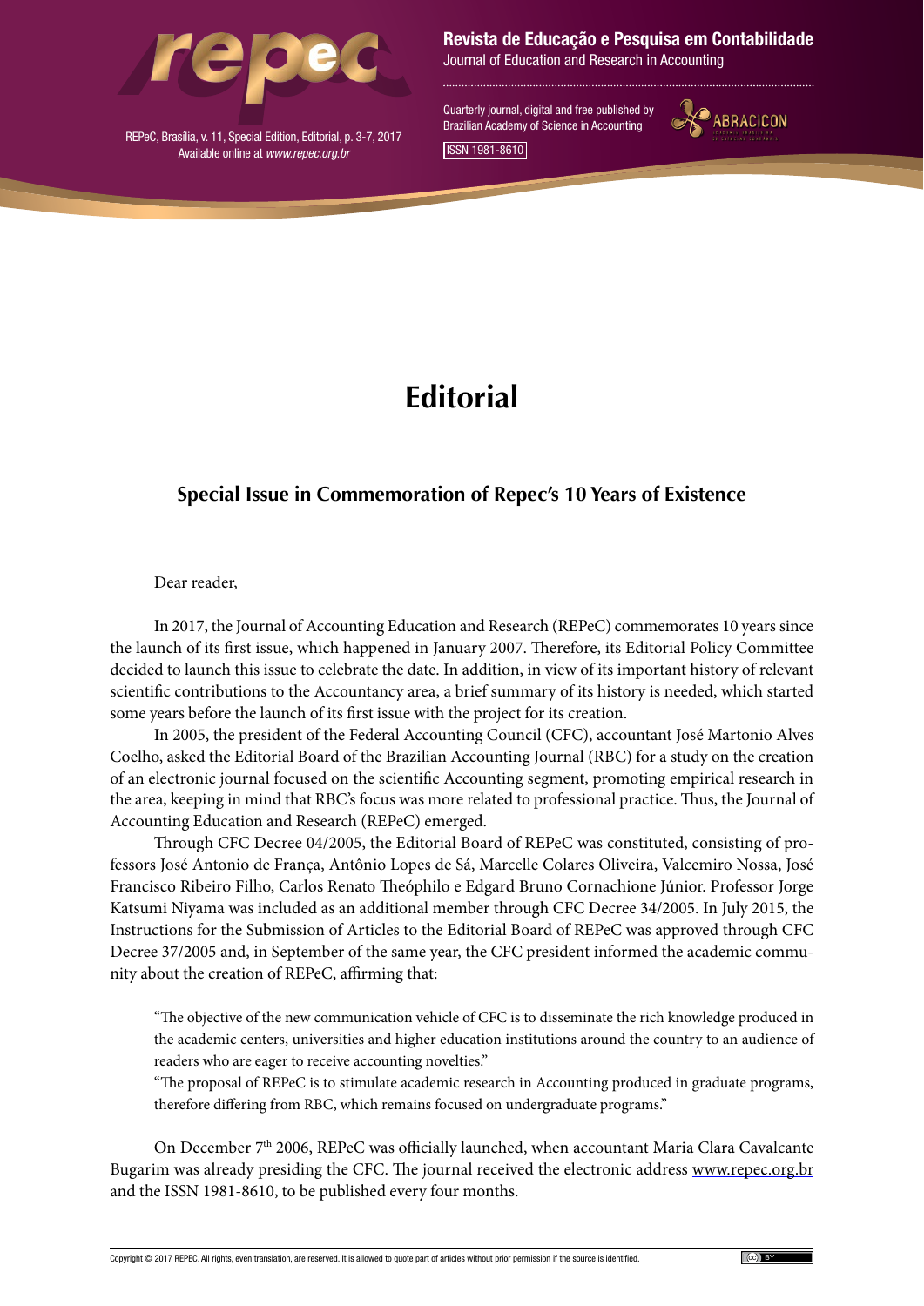# Editorial

## Special Issue in Commemoration of Repec's 10 Years of Existence

Dear reader,

In 2017, the Journal of Accounting Education and Research (REPeC) commemorates 10 years since the launch of its first issue, which happened in January 2007. Therefore, its Editorial Policy Committee decided to launch this issue to celebrate the date. In addition, in view of its important history of relevant scientific contributions to the Accountancy area, a brief summary of its history is needed, which started some years before the launch of its first issue with the project for its creation.

In 2005, the president of the Federal Accounting Council (CFC), accountant José Martonio Alves Coelho, asked the Editorial Board of the Brazilian Accounting Journal (RBC) for a study on the creation of an electronic journal focused on the scientific Accounting segment, promoting empirical research in the area, keeping in mind that RBC's focus was more related to professional practice. Thus, the Journal of Accounting Education and Research (REPeC) emerged.

Through CFC Decree 04/2005, the Editorial Board of REPeC was constituted, consisting of professors José Antonio de França, Antônio Lopes de Sá, Marcelle Colares Oliveira, Valcemiro Nossa, José Francisco Ribeiro Filho, Carlos Renato Théophilo e Edgard Bruno Cornachione Júnior. Professor Jorge Katsumi Niyama was included as an additional member through CFC Decree 34/2005. In July 2015, the Instructions for the Submission of Articles to the Editorial Board of REPeC was approved through CFC Decree 37/2005 and, in September of the same year, the CFC president informed the academic community about the creation of REPeC, affirming that:

> "The objective of the new communication vehicle of CFC is to disseminate the rich knowledge produced in the academic centers, universities and higher education institutions around the country to an audience of readers who are eager to receive accounting novelties."
>
> "The proposal of REPeC is to stimulate academic research in Accounting produced in graduate programs, therefore differing from RBC, which remains focused on undergraduate programs."

On December 7th 2006, REPeC was officially launched, when accountant Maria Clara Cavalcante Bugarim was already presiding the CFC. The journal received the electronic address www.repec.org.br and the ISSN 1981-8610, to be published every four months.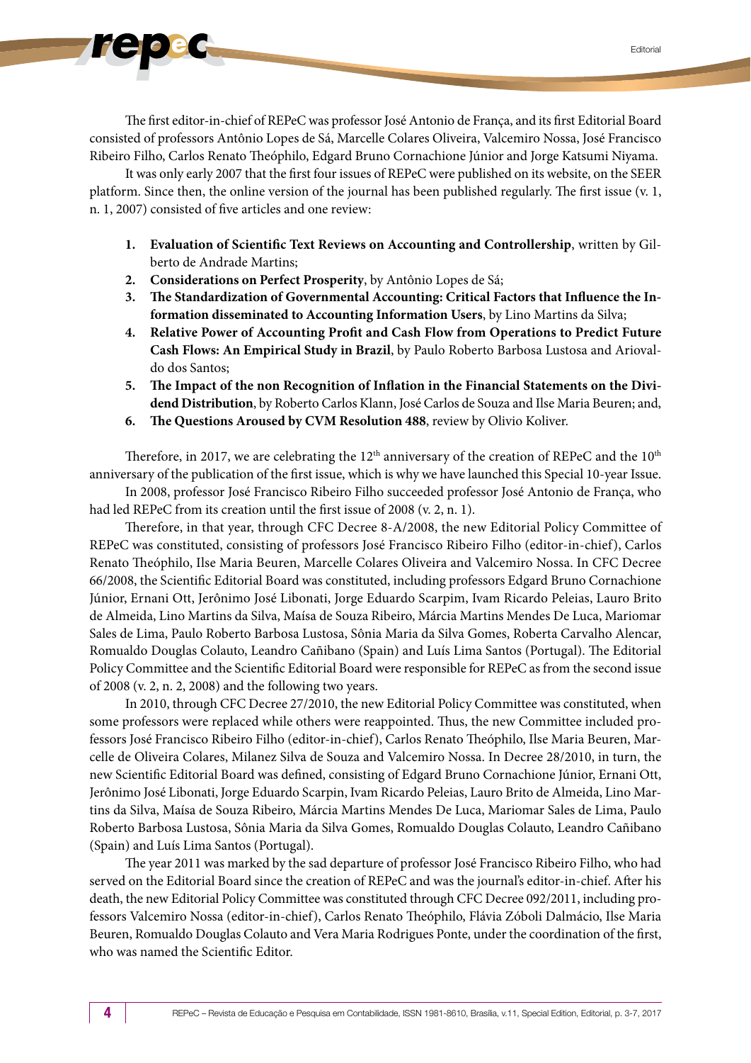The first editor-in-chief of REPeC was professor José Antonio de França, and its first Editorial Board consisted of professors Antônio Lopes de Sá, Marcelle Colares Oliveira, Valcemiro Nossa, José Francisco Ribeiro Filho, Carlos Renato Théóphilo, Edgard Bruno Cornachione Júnior and Jorge Katsumi Niyama.

It was only early 2007 that the first four issues of REPeC were published on its website, on the SEER platform. Since then, the online version of the journal has been published regularly. The first issue (v. 1, n. 1, 2007) consisted of five articles and one review:

1. **Evaluation of Scientific Text Reviews on Accounting and Controllership**, written by Gilberto de Andrade Martins;
2. **Considerations on Perfect Prosperity**, by Antônio Lopes de Sá;
3. **The Standardization of Governmental Accounting: Critical Factors that Influence the Information disseminated to Accounting Information Users**, by Lino Martins da Silva;
4. **Relative Power of Accounting Profit and Cash Flow from Operations to Predict Future Cash Flows: An Empirical Study in Brazil**, by Paulo Roberto Barbosa Lustosa and Ariovaldo dos Santos;
5. **The Impact of the non Recognition of Inflation in the Financial Statements on the Dividend Distribution**, by Roberto Carlos Klann, José Carlos de Souza and Ilse Maria Beuren; and,
6. **The Questions Aroused by CVM Resolution 488**, review by Olivio Koliver.

Therefore, in 2017, we are celebrating the 12th anniversary of the creation of REPeC and the 10th anniversary of the publication of the first issue, which is why we have launched this Special 10-year Issue.

In 2008, professor José Francisco Ribeiro Filho succeeded professor José Antonio de França, who had led REPeC from its creation until the first issue of 2008 (v. 2, n. 1).

Therefore, in that year, through CFC Decree 8-A/2008, the new Editorial Policy Committee of REPeC was constituted, consisting of professors José Francisco Ribeiro Filho (editor-in-chief), Carlos Renato Théóphilo, Ilse Maria Beuren, Marcelle Colares Oliveira and Valcemiro Nossa. In CFC Decree 66/2008, the Scientific Editorial Board was constituted, including professors Edgard Bruno Cornachione Júnior, Ernani Ott, Jerônimo José Libonati, Jorge Eduardo Scarpim, Ivam Ricardo Peleias, Lauro Brito de Almeida, Lino Martins da Silva, Maísa de Souza Ribeiro, Márcia Martins Mendes De Luca, Mariomar Sales de Lima, Paulo Roberto Barbosa Lustosa, Sônia Maria da Silva Gomes, Roberta Carvalho Alencar, Romualdo Douglas Colauto, Leandro Cañibano (Spain) and Luís Lima Santos (Portugal). The Editorial Policy Committee and the Scientific Editorial Board were responsible for REPeC as from the second issue of 2008 (v. 2, n. 2, 2008) and the following two years.

In 2010, through CFC Decree 27/2010, the new Editorial Policy Committee was constituted, when some professors were replaced while others were reappointed. Thus, the new Committee included professors José Francisco Ribeiro Filho (editor-in-chief), Carlos Renato Théóphilo, Ilse Maria Beuren, Marcelle de Oliveira Colares, Milanez Silva de Souza and Valcemiro Nossa. In Decree 28/2010, in turn, the new Scientific Editorial Board was defined, consisting of Edgard Bruno Cornachione Júnior, Ernani Ott, Jerônimo José Libonati, Jorge Eduardo Scarpin, Ivam Ricardo Peleias, Lauro Brito de Almeida, Lino Martins da Silva, Maísa de Souza Ribeiro, Márcia Martins Mendes De Luca, Mariomar Sales de Lima, Paulo Roberto Barbosa Lustosa, Sônia Maria da Silva Gomes, Romualdo Douglas Colauto, Leandro Cañibano (Spain) and Luís Lima Santos (Portugal).

The year 2011 was marked by the sad departure of professor José Francisco Ribeiro Filho, who had served on the Editorial Board since the creation of REPeC and was the journal's editor-in-chief. After his death, the new Editorial Policy Committee was constituted through CFC Decree 092/2011, including professors Valcemiro Nossa (editor-in-chief), Carlos Renato Théóphilo, Flávia Zóboli Dalmácio, Ilse Maria Beuren, Romualdo Douglas Colauto and Vera Maria Rodrigues Ponte, under the coordination of the first, who was named the Scientific Editor.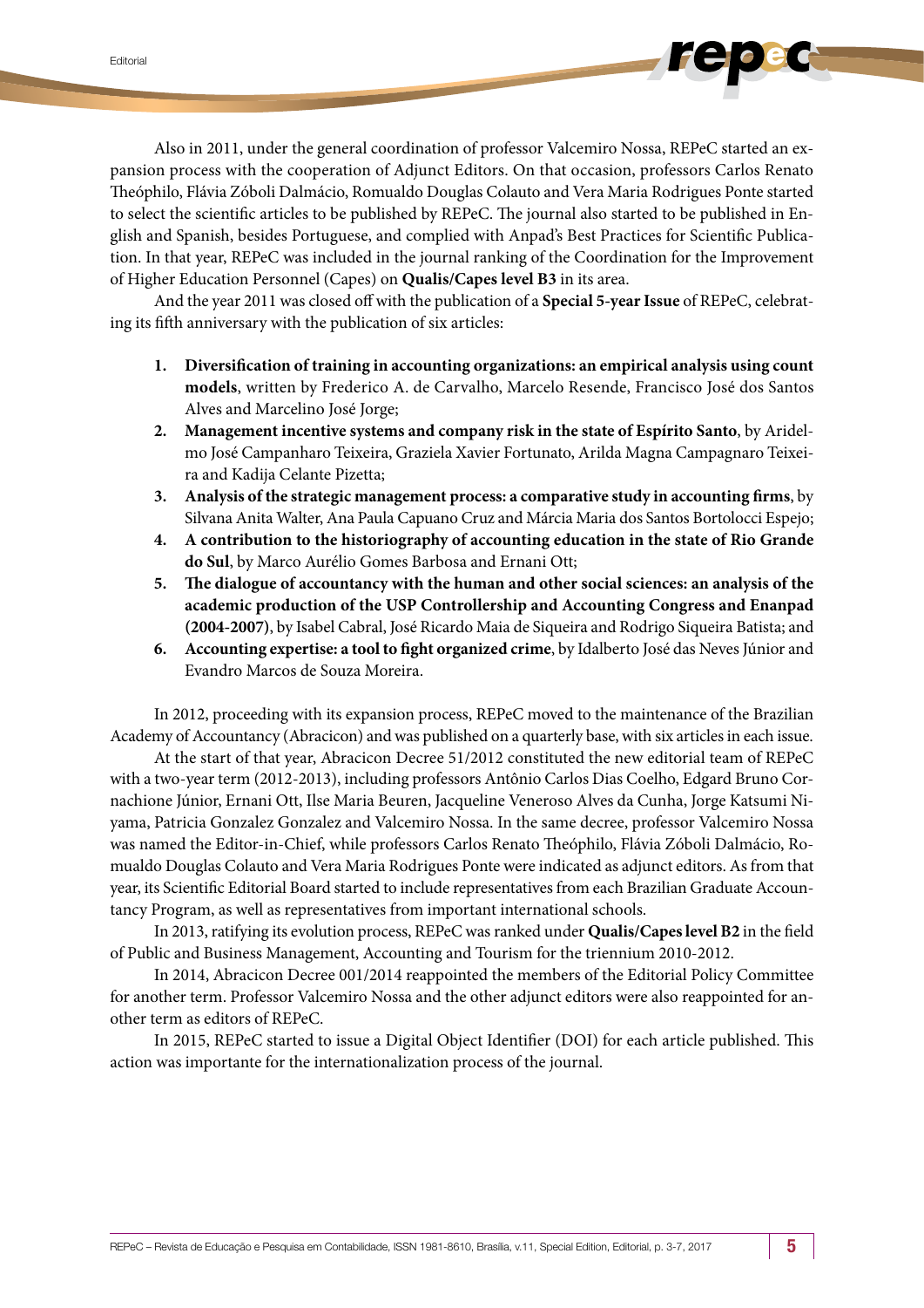Also in 2011, under the general coordination of professor Valcemiro Nossa, REPeC started an expansion process with the cooperation of Adjunct Editors. On that occasion, professors Carlos Renato Théophilo, Flávia Zóboli Dalmácio, Romualdo Douglas Colauto and Vera Maria Rodrigues Ponte started to select the scientific articles to be published by REPeC. The journal also started to be published in English and Spanish, besides Portuguese, and complied with Anpad's Best Practices for Scientific Publication. In that year, REPeC was included in the journal ranking of the Coordination for the Improvement of Higher Education Personnel (Capes) on **Qualis/Capes level B3** in its area.

And the year 2011 was closed off with the publication of a **Special 5-year Issue** of REPeC, celebrating its fifth anniversary with the publication of six articles:

1. **Diversification of training in accounting organizations: an empirical analysis using count models**, written by Frederico A. de Carvalho, Marcelo Resende, Francisco José dos Santos Alves and Marcelino José Jorge;
2. **Management incentive systems and company risk in the state of Espírito Santo**, by Aridelmo José Campanharo Teixeira, Graziela Xavier Fortunato, Arilda Magna Campagnaro Teixeira and Kadija Celante Pizetta;
3. **Analysis of the strategic management process: a comparative study in accounting firms**, by Silvana Anita Walter, Ana Paula Capuano Cruz and Márcia Maria dos Santos Bortolocci Espejo;
4. **A contribution to the historiography of accounting education in the state of Rio Grande do Sul**, by Marco Aurélio Gomes Barbosa and Ernani Ott;
5. **The dialogue of accountancy with the human and other social sciences: an analysis of the academic production of the USP Controllership and Accounting Congress and Enanpad (2004-2007)**, by Isabel Cabral, José Ricardo Maia de Siqueira and Rodrigo Siqueira Batista; and
6. **Accounting expertise: a tool to fight organized crime**, by Idalberto José das Neves Júnior and Evandro Marcos de Souza Moreira.

In 2012, proceeding with its expansion process, REPeC moved to the maintenance of the Brazilian Academy of Accountancy (Abracicon) and was published on a quarterly base, with six articles in each issue.

At the start of that year, Abracicon Decree 51/2012 constituted the new editorial team of REPeC with a two-year term (2012-2013), including professors Antônio Carlos Dias Coelho, Edgard Bruno Cornachione Júnior, Ernani Ott, Ilse Maria Beuren, Jacqueline Veneroso Alves da Cunha, Jorge Katsumi Niyama, Patricia Gonzalez Gonzalez and Valcemiro Nossa. In the same decree, professor Valcemiro Nossa was named the Editor-in-Chief, while professors Carlos Renato Théophilo, Flávia Zóboli Dalmácio, Romualdo Douglas Colauto and Vera Maria Rodrigues Ponte were indicated as adjunct editors. As from that year, its Scientific Editorial Board started to include representatives from each Brazilian Graduate Accountancy Program, as well as representatives from important international schools.

In 2013, ratifying its evolution process, REPeC was ranked under **Qualis/Capes level B2** in the field of Public and Business Management, Accounting and Tourism for the triennium 2010-2012.

In 2014, Abracicon Decree 001/2014 reappointed the members of the Editorial Policy Committee for another term. Professor Valcemiro Nossa and the other adjunct editors were also reappointed for another term as editors of REPeC.

In 2015, REPeC started to issue a Digital Object Identifier (DOI) for each article published. This action was importante for the internationalization process of the journal.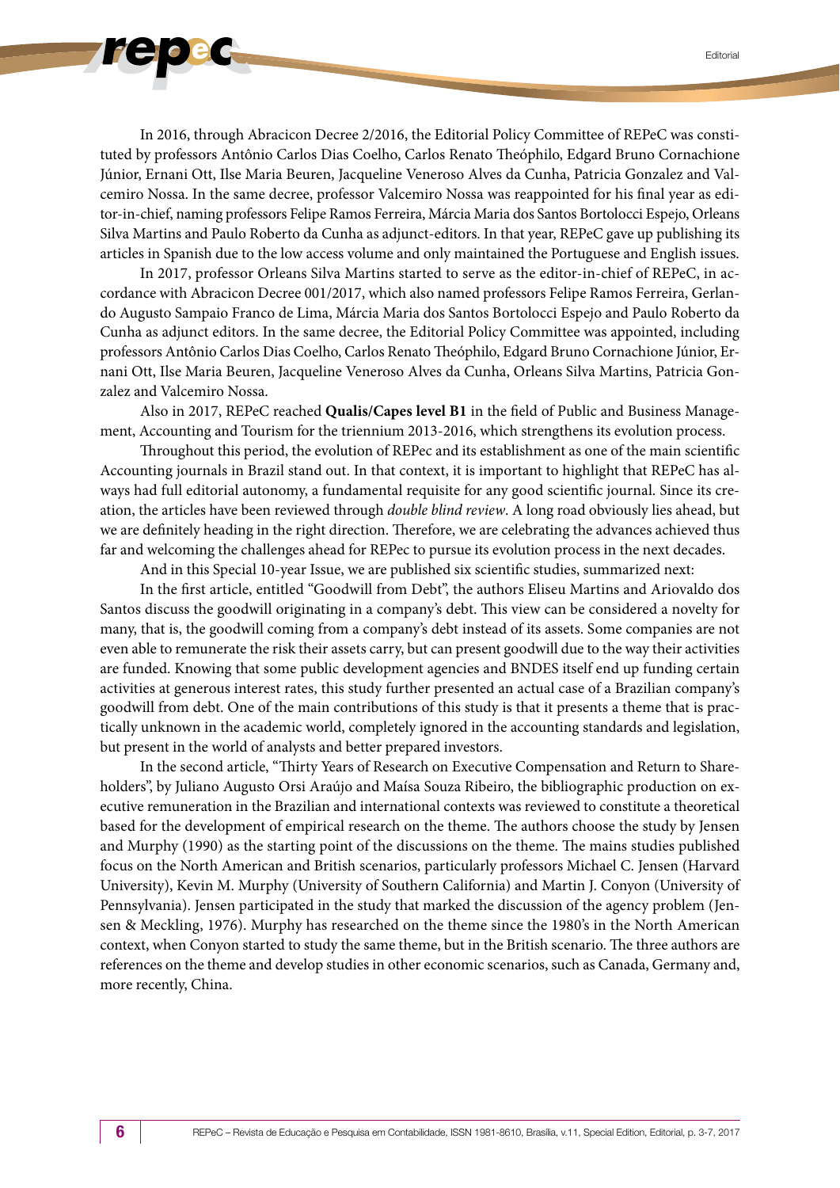In 2016, through Abracicon Decree 2/2016, the Editorial Policy Committee of REPeC was constituted by professors Antônio Carlos Dias Coelho, Carlos Renato Théóphilo, Edgard Bruno Cornachione Júnior, Ernani Ott, Ilse Maria Beuren, Jacqueline Veneroso Alves da Cunha, Patricia Gonzalez and Valcemiro Nossa. In the same decree, professor Valcemiro Nossa was reappointed for his final year as editor-in-chief, naming professors Felipe Ramos Ferreira, Márcia Maria dos Santos Bortolocci Espejo, Orleans Silva Martins and Paulo Roberto da Cunha as adjunct-editors. In that year, REPeC gave up publishing its articles in Spanish due to the low access volume and only maintained the Portuguese and English issues.

In 2017, professor Orleans Silva Martins started to serve as the editor-in-chief of REPeC, in accordance with Abracicon Decree 001/2017, which also named professors Felipe Ramos Ferreira, Gerlando Augusto Sampaio Franco de Lima, Márcia Maria dos Santos Bortolocci Espejo and Paulo Roberto da Cunha as adjunct editors. In the same decree, the Editorial Policy Committee was appointed, including professors Antônio Carlos Dias Coelho, Carlos Renato Théóphilo, Edgard Bruno Cornachione Júnior, Ernani Ott, Ilse Maria Beuren, Jacqueline Veneroso Alves da Cunha, Orleans Silva Martins, Patricia Gonzalez and Valcemiro Nossa.

Also in 2017, REPeC reached **Qualis/Capes level B1** in the field of Public and Business Management, Accounting and Tourism for the triennium 2013-2016, which strengthens its evolution process.

Throughout this period, the evolution of REPec and its establishment as one of the main scientific Accounting journals in Brazil stand out. In that context, it is important to highlight that REPeC has always had full editorial autonomy, a fundamental requisite for any good scientific journal. Since its creation, the articles have been reviewed through *double blind review*. A long road obviously lies ahead, but we are definitely heading in the right direction. Therefore, we are celebrating the advances achieved thus far and welcoming the challenges ahead for REPec to pursue its evolution process in the next decades.

And in this Special 10-year Issue, we are published six scientific studies, summarized next:

In the first article, entitled "Goodwill from Debt", the authors Eliseu Martins and Ariovaldo dos Santos discuss the goodwill originating in a company's debt. This view can be considered a novelty for many, that is, the goodwill coming from a company's debt instead of its assets. Some companies are not even able to remunerate the risk their assets carry, but can present goodwill due to the way their activities are funded. Knowing that some public development agencies and BNDES itself end up funding certain activities at generous interest rates, this study further presented an actual case of a Brazilian company's goodwill from debt. One of the main contributions of this study is that it presents a theme that is practically unknown in the academic world, completely ignored in the accounting standards and legislation, but present in the world of analysts and better prepared investors.

In the second article, "Thirty Years of Research on Executive Compensation and Return to Shareholders", by Juliano Augusto Orsi Araújo and Maísa Souza Ribeiro, the bibliographic production on executive remuneration in the Brazilian and international contexts was reviewed to constitute a theoretical based for the development of empirical research on the theme. The authors choose the study by Jensen and Murphy (1990) as the starting point of the discussions on the theme. The mains studies published focus on the North American and British scenarios, particularly professors Michael C. Jensen (Harvard University), Kevin M. Murphy (University of Southern California) and Martin J. Conyon (University of Pennsylvania). Jensen participated in the study that marked the discussion of the agency problem (Jensen & Meckling, 1976). Murphy has researched on the theme since the 1980's in the North American context, when Conyon started to study the same theme, but in the British scenario. The three authors are references on the theme and develop studies in other economic scenarios, such as Canada, Germany and, more recently, China.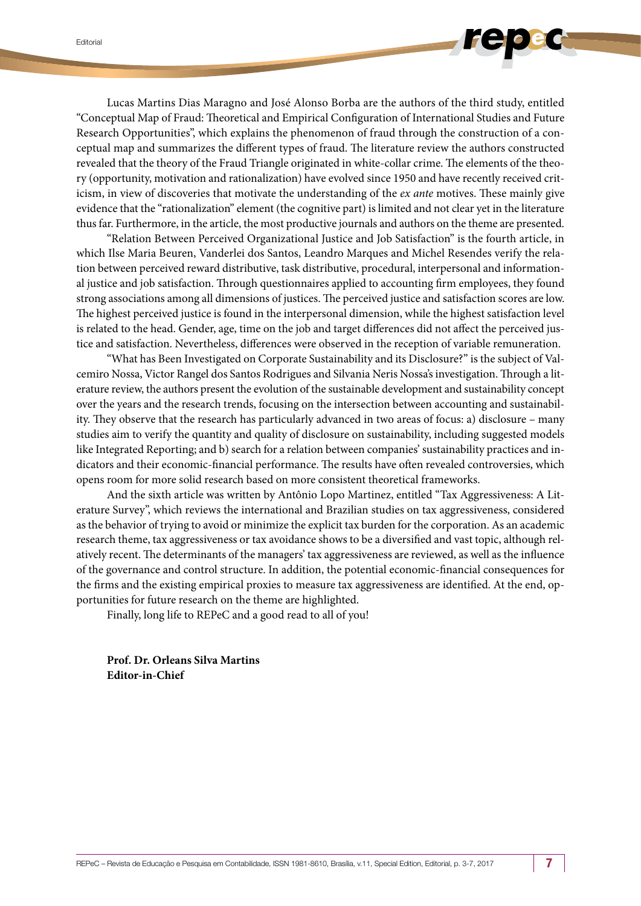Lucas Martins Dias Maragno and José Alonso Borba are the authors of the third study, entitled "Conceptual Map of Fraud: Theoretical and Empirical Configuration of International Studies and Future Research Opportunities", which explains the phenomenon of fraud through the construction of a conceptual map and summarizes the different types of fraud. The literature review the authors constructed revealed that the theory of the Fraud Triangle originated in white-collar crime. The elements of the theory (opportunity, motivation and rationalization) have evolved since 1950 and have recently received criticism, in view of discoveries that motivate the understanding of the *ex ante* motives. These mainly give evidence that the "rationalization" element (the cognitive part) is limited and not clear yet in the literature thus far. Furthermore, in the article, the most productive journals and authors on the theme are presented.

"Relation Between Perceived Organizational Justice and Job Satisfaction" is the fourth article, in which Ilse Maria Beuren, Vanderlei dos Santos, Leandro Marques and Michel Resendes verify the relation between perceived reward distributive, task distributive, procedural, interpersonal and informational justice and job satisfaction. Through questionnaires applied to accounting firm employees, they found strong associations among all dimensions of justices. The perceived justice and satisfaction scores are low. The highest perceived justice is found in the interpersonal dimension, while the highest satisfaction level is related to the head. Gender, age, time on the job and target differences did not affect the perceived justice and satisfaction. Nevertheless, differences were observed in the reception of variable remuneration.

"What has Been Investigated on Corporate Sustainability and its Disclosure?" is the subject of Valcemiro Nossa, Victor Rangel dos Santos Rodrigues and Silvania Neris Nossa's investigation. Through a literature review, the authors present the evolution of the sustainable development and sustainability concept over the years and the research trends, focusing on the intersection between accounting and sustainability. They observe that the research has particularly advanced in two areas of focus: a) disclosure – many studies aim to verify the quantity and quality of disclosure on sustainability, including suggested models like Integrated Reporting; and b) search for a relation between companies' sustainability practices and indicators and their economic-financial performance. The results have often revealed controversies, which opens room for more solid research based on more consistent theoretical frameworks.

And the sixth article was written by Antônio Lopo Martinez, entitled "Tax Aggressiveness: A Literature Survey", which reviews the international and Brazilian studies on tax aggressiveness, considered as the behavior of trying to avoid or minimize the explicit tax burden for the corporation. As an academic research theme, tax aggressiveness or tax avoidance shows to be a diversified and vast topic, although relatively recent. The determinants of the managers' tax aggressiveness are reviewed, as well as the influence of the governance and control structure. In addition, the potential economic-financial consequences for the firms and the existing empirical proxies to measure tax aggressiveness are identified. At the end, opportunities for future research on the theme are highlighted.

Finally, long life to REPeC and a good read to all of you!

**Prof. Dr. Orleans Silva Martins**
**Editor-in-Chief**